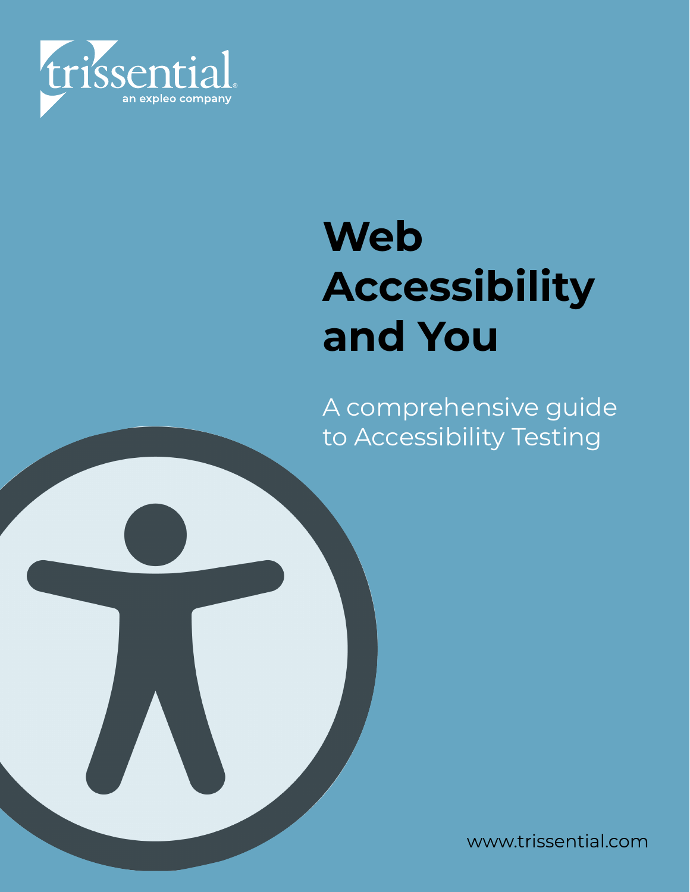trissential

an expleo company

# Web Accessibility and You

A comprehensive guide to Accessibility Testing

www.trissential.com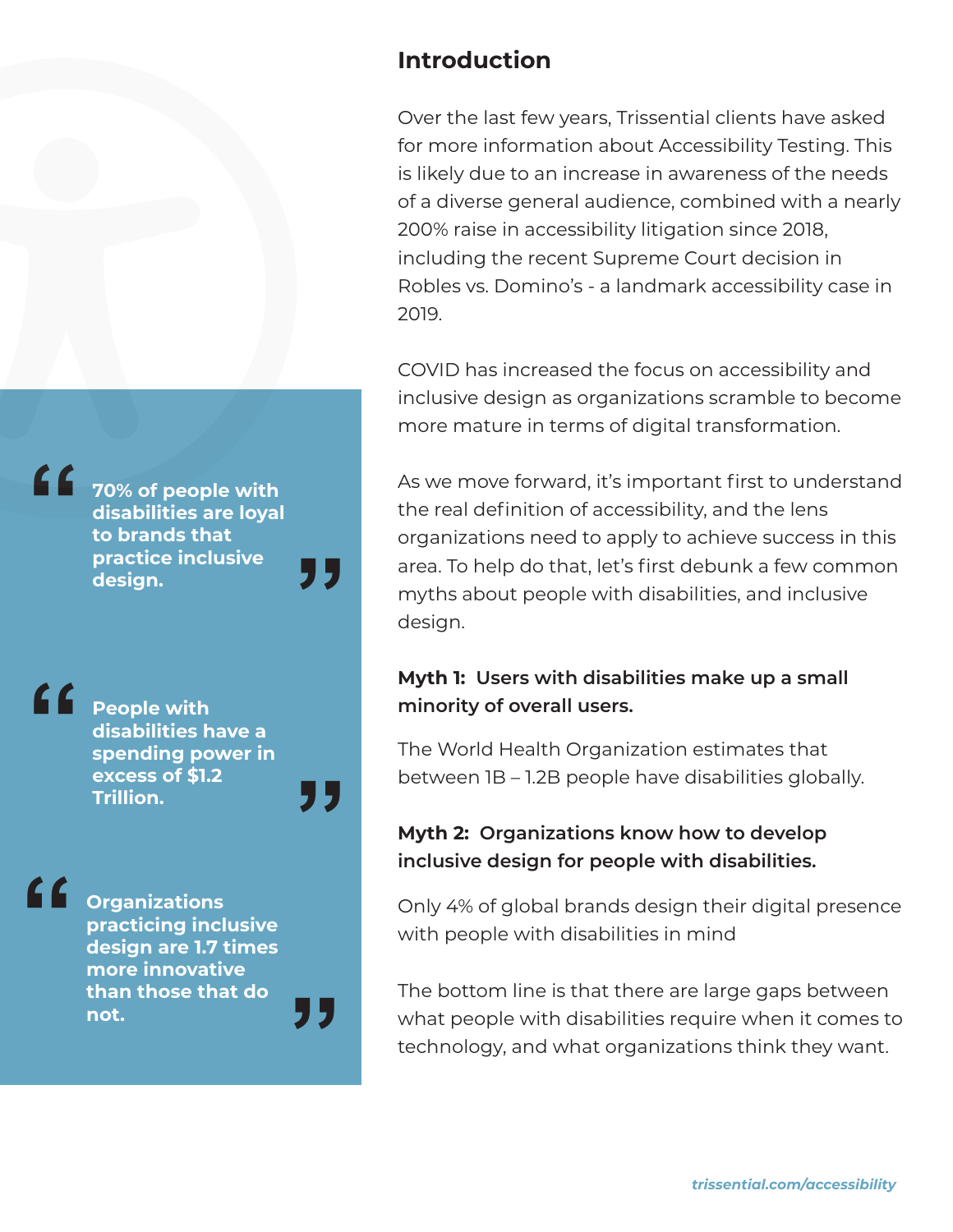> **70% of people with disabilities are loyal to brands that practice inclusive design.**

> **People with disabilities have a spending power in excess of $1.2 Trillion.**

> **Organizations practicing inclusive design are 1.7 times more innovative than those that do not.**

## Introduction

Over the last few years, Trissential clients have asked for more information about Accessibility Testing. This is likely due to an increase in awareness of the needs of a diverse general audience, combined with a nearly 200% raise in accessibility litigation since 2018, including the recent Supreme Court decision in Robles vs. Domino's - a landmark accessibility case in 2019.

COVID has increased the focus on accessibility and inclusive design as organizations scramble to become more mature in terms of digital transformation.

As we move forward, it's important first to understand the real definition of accessibility, and the lens organizations need to apply to achieve success in this area. To help do that, let's first debunk a few common myths about people with disabilities, and inclusive design.

**Myth 1: Users with disabilities make up a small minority of overall users.**

The World Health Organization estimates that between 1B – 1.2B people have disabilities globally.

**Myth 2: Organizations know how to develop inclusive design for people with disabilities.**

Only 4% of global brands design their digital presence with people with disabilities in mind

The bottom line is that there are large gaps between what people with disabilities require when it comes to technology, and what organizations think they want.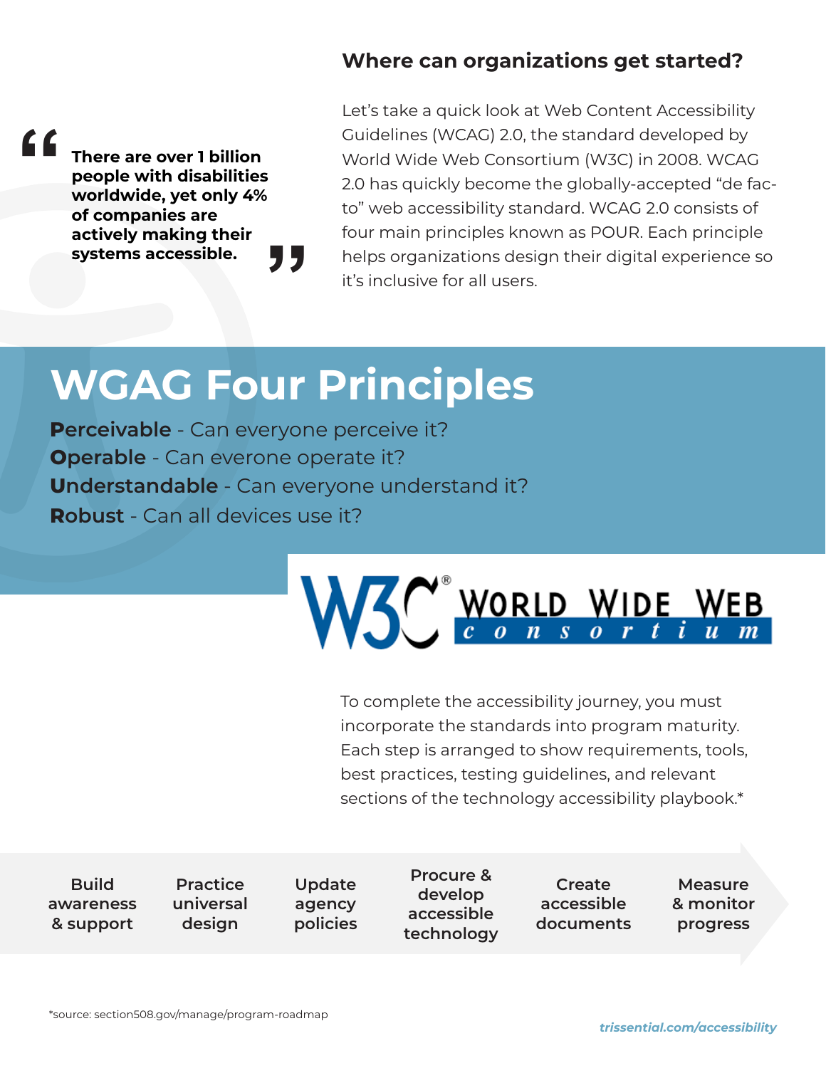> "There are over 1 billion people with disabilities worldwide, yet only 4% of companies are actively making their systems accessible."

## Where can organizations get started?

Let's take a quick look at Web Content Accessibility Guidelines (WCAG) 2.0, the standard developed by World Wide Web Consortium (W3C) in 2008. WCAG 2.0 has quickly become the globally-accepted "de facto" web accessibility standard. WCAG 2.0 consists of four main principles known as POUR. Each principle helps organizations design their digital experience so it's inclusive for all users.

# WGAG Four Principles

**Perceivable** - Can everyone perceive it?
**Operable** - Can everone operate it?
**Understandable** - Can everyone understand it?
**Robust** - Can all devices use it?

W3C® WORLD WIDE WEB consortium

To complete the accessibility journey, you must incorporate the standards into program maturity. Each step is arranged to show requirements, tools, best practices, testing guidelines, and relevant sections of the technology accessibility playbook.*

1. Build awareness & support
2. Practice universal design
3. Update agency policies
4. Procure & develop accessible technology
5. Create accessible documents
6. Measure & monitor progress

*source: section508.gov/manage/program-roadmap

*trissential.com/accessibility*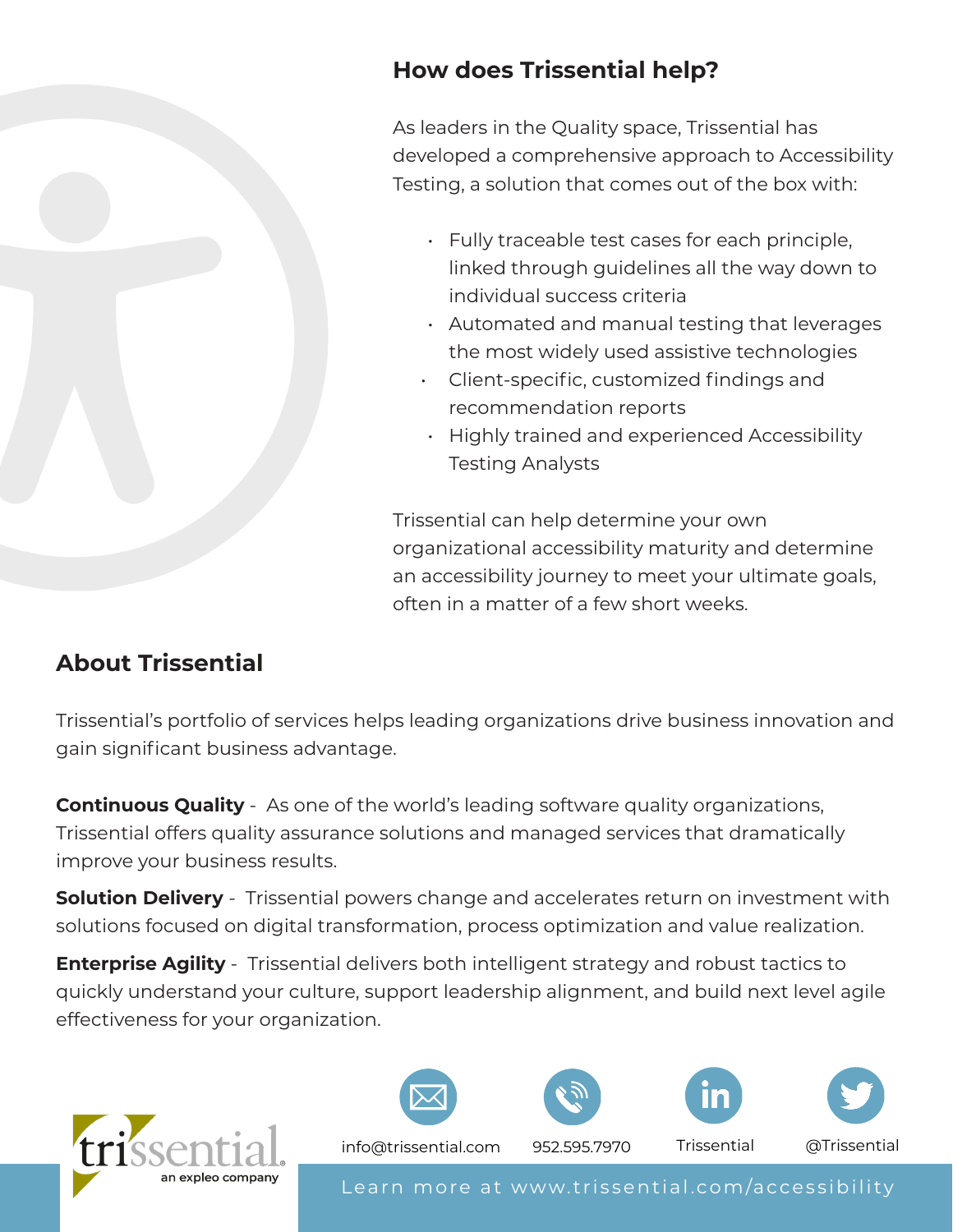## How does Trissential help?

As leaders in the Quality space, Trissential has developed a comprehensive approach to Accessibility Testing, a solution that comes out of the box with:

- Fully traceable test cases for each principle, linked through guidelines all the way down to individual success criteria
- Automated and manual testing that leverages the most widely used assistive technologies
- Client-specific, customized findings and recommendation reports
- Highly trained and experienced Accessibility Testing Analysts

Trissential can help determine your own organizational accessibility maturity and determine an accessibility journey to meet your ultimate goals, often in a matter of a few short weeks.

## About Trissential

Trissential's portfolio of services helps leading organizations drive business innovation and gain significant business advantage.

**Continuous Quality** - As one of the world's leading software quality organizations, Trissential offers quality assurance solutions and managed services that dramatically improve your business results.

**Solution Delivery** - Trissential powers change and accelerates return on investment with solutions focused on digital transformation, process optimization and value realization.

**Enterprise Agility** - Trissential delivers both intelligent strategy and robust tactics to quickly understand your culture, support leadership alignment, and build next level agile effectiveness for your organization.

trissential. an expleo company

info@trissential.com 952.595.7970 Trissential @Trissential

Learn more at www.trissential.com/accessibility